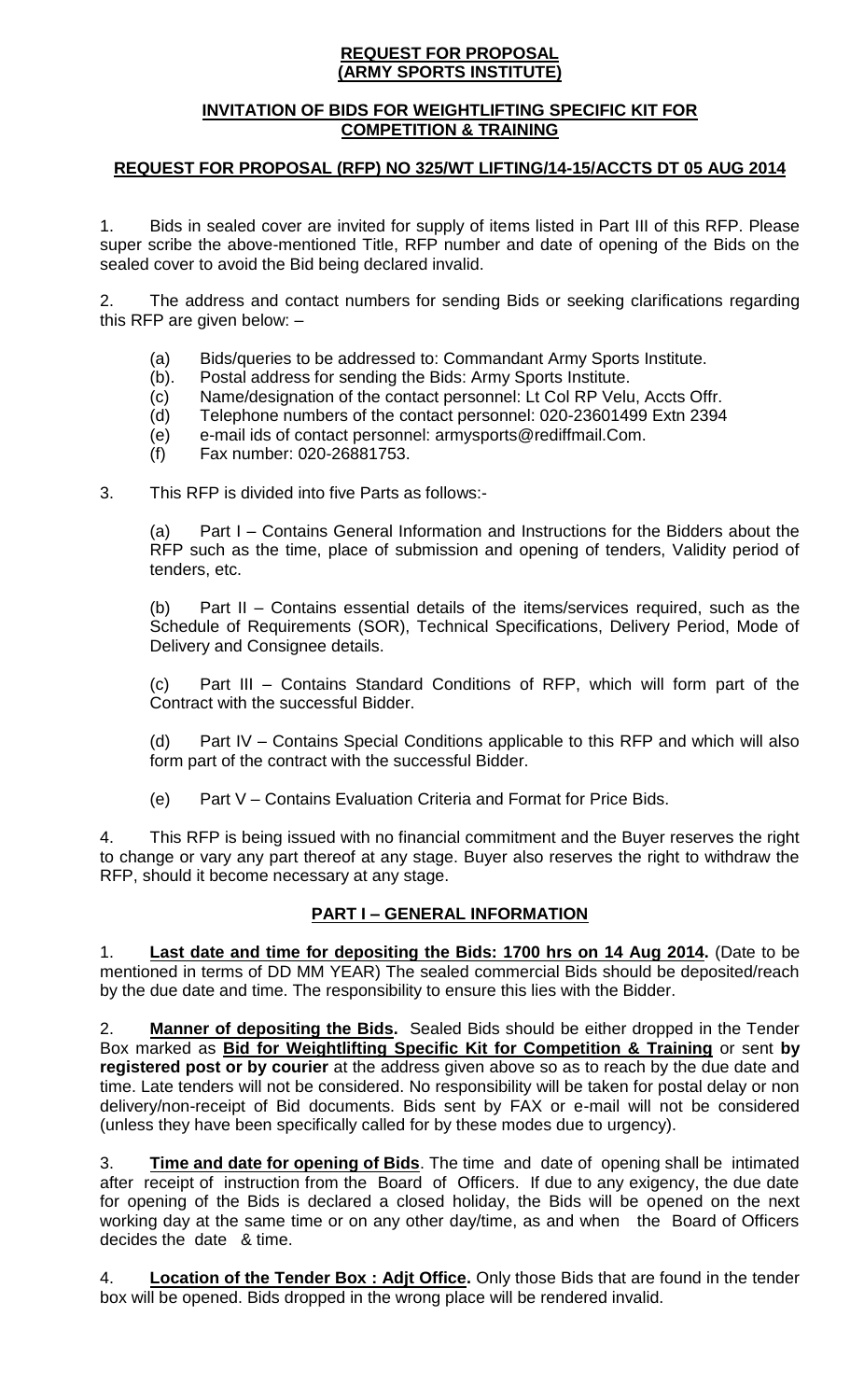# REQUEST FOR PROPOSAL
# (ARMY SPORTS INSTITUTE)

## INVITATION OF BIDS FOR WEIGHTLIFTING SPECIFIC KIT FOR COMPETITION & TRAINING

## REQUEST FOR PROPOSAL (RFP) NO 325/WT LIFTING/14-15/ACCTS DT 05 AUG 2014

1. Bids in sealed cover are invited for supply of items listed in Part III of this RFP. Please super scribe the above-mentioned Title, RFP number and date of opening of the Bids on the sealed cover to avoid the Bid being declared invalid.

2. The address and contact numbers for sending Bids or seeking clarifications regarding this RFP are given below: –

   (a) Bids/queries to be addressed to: Commandant Army Sports Institute.
   
   (b). Postal address for sending the Bids: Army Sports Institute.
   
   (c) Name/designation of the contact personnel: Lt Col RP Velu, Accts Offr.
   
   (d) Telephone numbers of the contact personnel: 020-23601499 Extn 2394
   
   (e) e-mail ids of contact personnel: armysports@rediffmail.Com.
   
   (f) Fax number: 020-26881753.

3. This RFP is divided into five Parts as follows:-

   (a) Part I – Contains General Information and Instructions for the Bidders about the RFP such as the time, place of submission and opening of tenders, Validity period of tenders, etc.

   (b) Part II – Contains essential details of the items/services required, such as the Schedule of Requirements (SOR), Technical Specifications, Delivery Period, Mode of Delivery and Consignee details.

   (c) Part III – Contains Standard Conditions of RFP, which will form part of the Contract with the successful Bidder.

   (d) Part IV – Contains Special Conditions applicable to this RFP and which will also form part of the contract with the successful Bidder.

   (e) Part V – Contains Evaluation Criteria and Format for Price Bids.

4. This RFP is being issued with no financial commitment and the Buyer reserves the right to change or vary any part thereof at any stage. Buyer also reserves the right to withdraw the RFP, should it become necessary at any stage.

## PART I – GENERAL INFORMATION

1. **Last date and time for depositing the Bids: 1700 hrs on 14 Aug 2014.** (Date to be mentioned in terms of DD MM YEAR) The sealed commercial Bids should be deposited/reach by the due date and time. The responsibility to ensure this lies with the Bidder.

2. **Manner of depositing the Bids.** Sealed Bids should be either dropped in the Tender Box marked as **Bid for Weightlifting Specific Kit for Competition & Training** or sent **by registered post or by courier** at the address given above so as to reach by the due date and time. Late tenders will not be considered. No responsibility will be taken for postal delay or non delivery/non-receipt of Bid documents. Bids sent by FAX or e-mail will not be considered (unless they have been specifically called for by these modes due to urgency).

3. **Time and date for opening of Bids**. The time and date of opening shall be intimated after receipt of instruction from the Board of Officers. If due to any exigency, the due date for opening of the Bids is declared a closed holiday, the Bids will be opened on the next working day at the same time or on any other day/time, as and when the Board of Officers decides the date & time.

4. **Location of the Tender Box : Adjt Office.** Only those Bids that are found in the tender box will be opened. Bids dropped in the wrong place will be rendered invalid.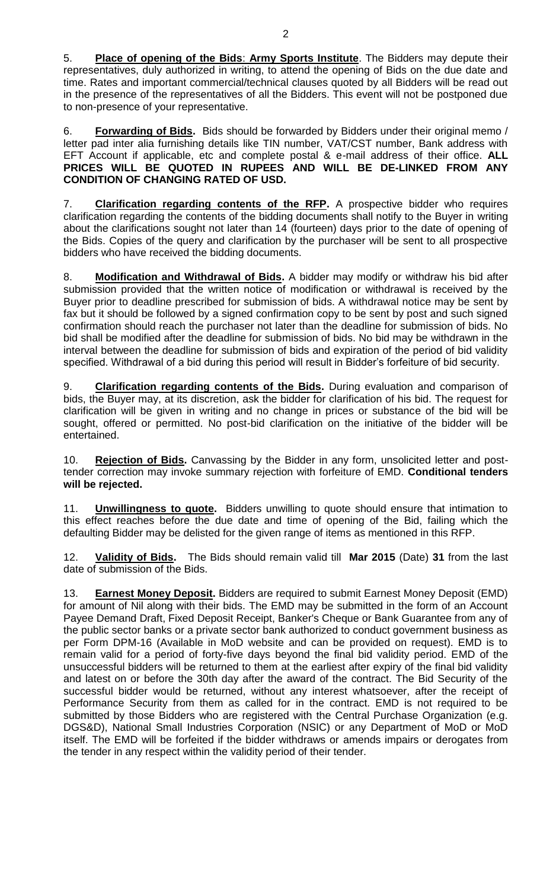5. **Place of opening of the Bids**: **Army Sports Institute**. The Bidders may depute their representatives, duly authorized in writing, to attend the opening of Bids on the due date and time. Rates and important commercial/technical clauses quoted by all Bidders will be read out in the presence of the representatives of all the Bidders. This event will not be postponed due to non-presence of your representative.

6. **Forwarding of Bids.** Bids should be forwarded by Bidders under their original memo / letter pad inter alia furnishing details like TIN number, VAT/CST number, Bank address with EFT Account if applicable, etc and complete postal & e-mail address of their office. **ALL PRICES WILL BE QUOTED IN RUPEES AND WILL BE DE-LINKED FROM ANY CONDITION OF CHANGING RATED OF USD.**

7. **Clarification regarding contents of the RFP.** A prospective bidder who requires clarification regarding the contents of the bidding documents shall notify to the Buyer in writing about the clarifications sought not later than 14 (fourteen) days prior to the date of opening of the Bids. Copies of the query and clarification by the purchaser will be sent to all prospective bidders who have received the bidding documents.

8. **Modification and Withdrawal of Bids.** A bidder may modify or withdraw his bid after submission provided that the written notice of modification or withdrawal is received by the Buyer prior to deadline prescribed for submission of bids. A withdrawal notice may be sent by fax but it should be followed by a signed confirmation copy to be sent by post and such signed confirmation should reach the purchaser not later than the deadline for submission of bids. No bid shall be modified after the deadline for submission of bids. No bid may be withdrawn in the interval between the deadline for submission of bids and expiration of the period of bid validity specified. Withdrawal of a bid during this period will result in Bidder's forfeiture of bid security.

9. **Clarification regarding contents of the Bids.** During evaluation and comparison of bids, the Buyer may, at its discretion, ask the bidder for clarification of his bid. The request for clarification will be given in writing and no change in prices or substance of the bid will be sought, offered or permitted. No post-bid clarification on the initiative of the bidder will be entertained.

10. **Rejection of Bids.** Canvassing by the Bidder in any form, unsolicited letter and post-tender correction may invoke summary rejection with forfeiture of EMD. **Conditional tenders will be rejected.**

11. **Unwillingness to quote.** Bidders unwilling to quote should ensure that intimation to this effect reaches before the due date and time of opening of the Bid, failing which the defaulting Bidder may be delisted for the given range of items as mentioned in this RFP.

12. **Validity of Bids.** The Bids should remain valid till **Mar 2015** (Date) **31** from the last date of submission of the Bids.

13. **Earnest Money Deposit.** Bidders are required to submit Earnest Money Deposit (EMD) for amount of Nil along with their bids. The EMD may be submitted in the form of an Account Payee Demand Draft, Fixed Deposit Receipt, Banker's Cheque or Bank Guarantee from any of the public sector banks or a private sector bank authorized to conduct government business as per Form DPM-16 (Available in MoD website and can be provided on request). EMD is to remain valid for a period of forty-five days beyond the final bid validity period. EMD of the unsuccessful bidders will be returned to them at the earliest after expiry of the final bid validity and latest on or before the 30th day after the award of the contract. The Bid Security of the successful bidder would be returned, without any interest whatsoever, after the receipt of Performance Security from them as called for in the contract. EMD is not required to be submitted by those Bidders who are registered with the Central Purchase Organization (e.g. DGS&D), National Small Industries Corporation (NSIC) or any Department of MoD or MoD itself. The EMD will be forfeited if the bidder withdraws or amends impairs or derogates from the tender in any respect within the validity period of their tender.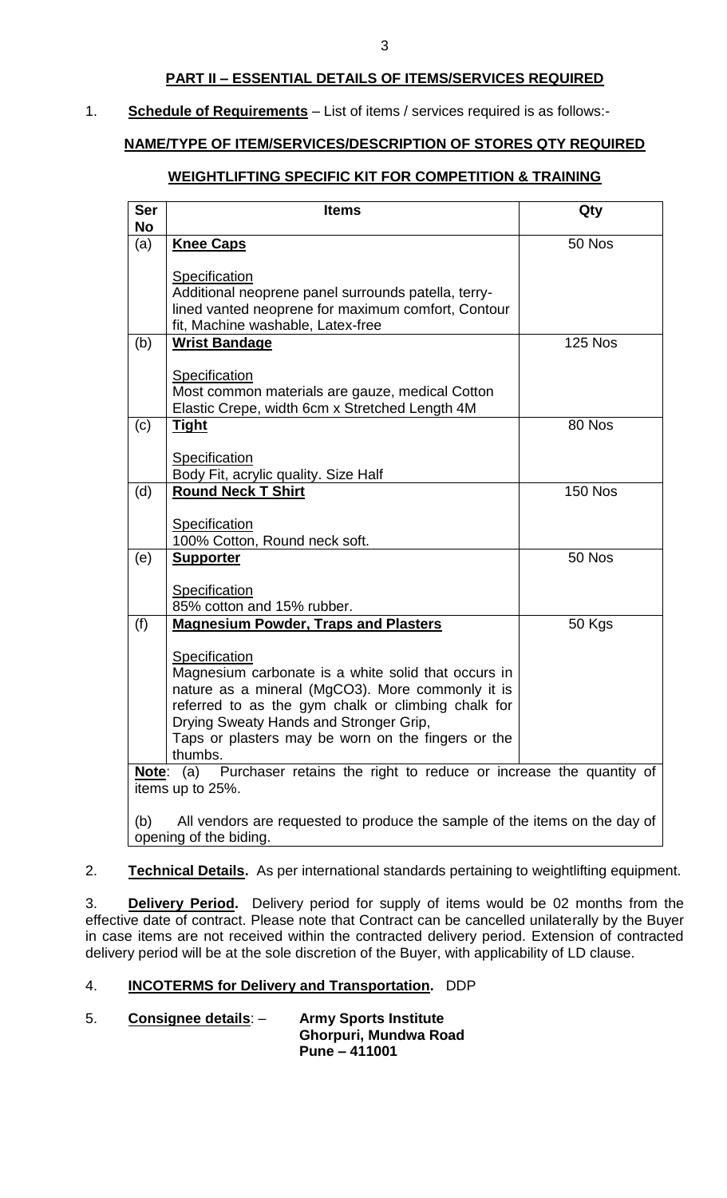## PART II – ESSENTIAL DETAILS OF ITEMS/SERVICES REQUIRED

1. **Schedule of Requirements** – List of items / services required is as follows:-

**NAME/TYPE OF ITEM/SERVICES/DESCRIPTION OF STORES QTY REQUIRED**

**WEIGHTLIFTING SPECIFIC KIT FOR COMPETITION & TRAINING**

| Ser No | Items | Qty |
|---|---|---|
| (a) | **Knee Caps**<br><br>Specification<br>Additional neoprene panel surrounds patella, terry-lined vanted neoprene for maximum comfort, Contour fit, Machine washable, Latex-free | 50 Nos |
| (b) | **Wrist Bandage**<br><br>Specification<br>Most common materials are gauze, medical Cotton Elastic Crepe, width 6cm x Stretched Length 4M | 125 Nos |
| (c) | **Tight**<br><br>Specification<br>Body Fit, acrylic quality. Size Half | 80 Nos |
| (d) | **Round Neck T Shirt**<br><br>Specification<br>100% Cotton, Round neck soft. | 150 Nos |
| (e) | **Supporter**<br><br>Specification<br>85% cotton and 15% rubber. | 50 Nos |
| (f) | **Magnesium Powder, Traps and Plasters**<br><br>Specification<br>Magnesium carbonate is a white solid that occurs in nature as a mineral ($MgCO_3$). More commonly it is referred to as the gym chalk or climbing chalk for Drying Sweaty Hands and Stronger Grip,<br>Taps or plasters may be worn on the fingers or the thumbs. | 50 Kgs |
| **Note**: (a) Purchaser retains the right to reduce or increase the quantity of items up to 25%.<br><br>(b) All vendors are requested to produce the sample of the items on the day of opening of the biding. | | |

2. **Technical Details.** As per international standards pertaining to weightlifting equipment.

3. **Delivery Period.** Delivery period for supply of items would be 02 months from the effective date of contract. Please note that Contract can be cancelled unilaterally by the Buyer in case items are not received within the contracted delivery period. Extension of contracted delivery period will be at the sole discretion of the Buyer, with applicability of LD clause.

4. **INCOTERMS for Delivery and Transportation.** DDP

5. **Consignee details**: – **Army Sports Institute**
**Ghorpuri, Mundwa Road**
**Pune – 411001**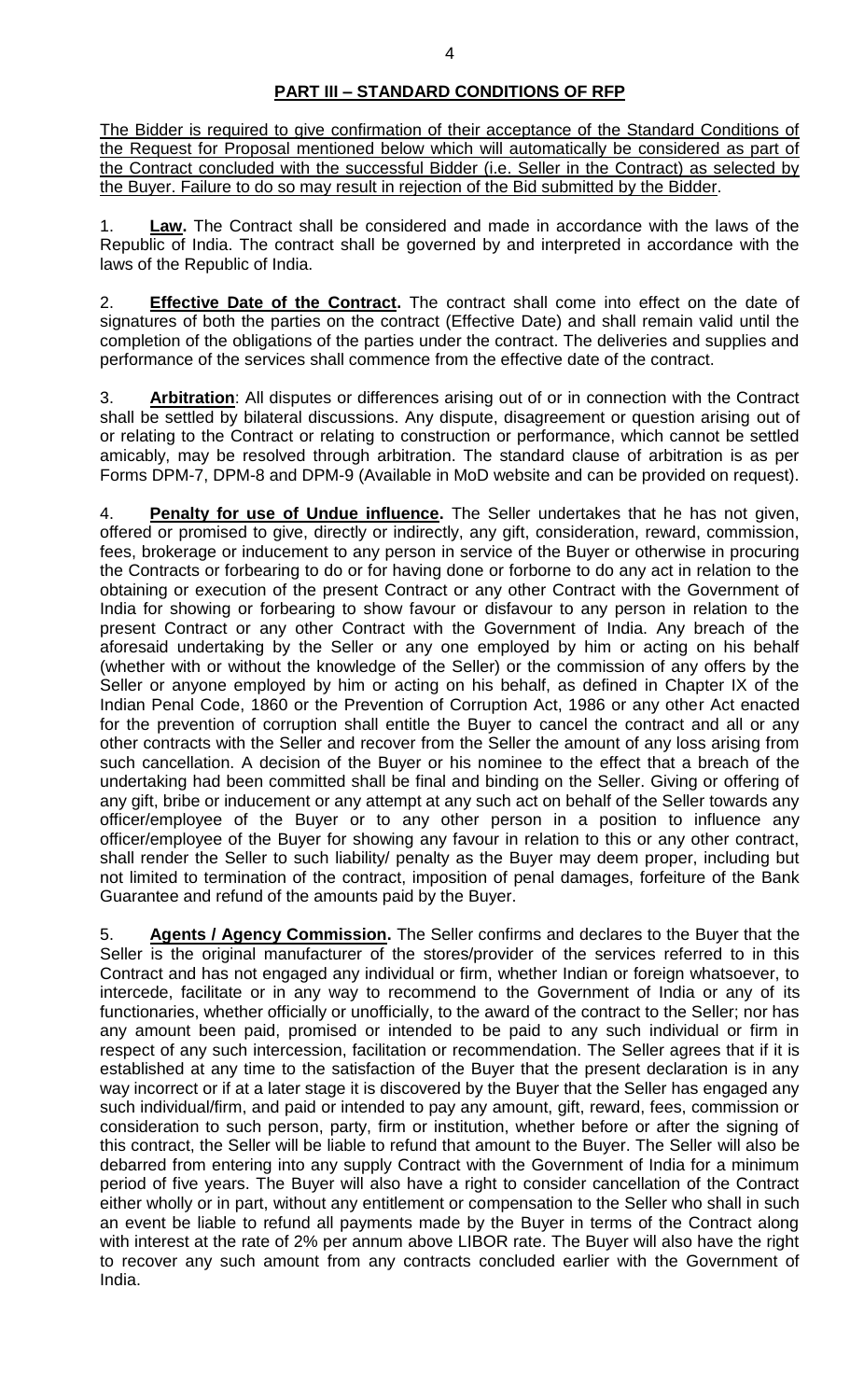## PART III – STANDARD CONDITIONS OF RFP

The Bidder is required to give confirmation of their acceptance of the Standard Conditions of the Request for Proposal mentioned below which will automatically be considered as part of the Contract concluded with the successful Bidder (i.e. Seller in the Contract) as selected by the Buyer. Failure to do so may result in rejection of the Bid submitted by the Bidder.

1. **Law.** The Contract shall be considered and made in accordance with the laws of the Republic of India. The contract shall be governed by and interpreted in accordance with the laws of the Republic of India.

2. **Effective Date of the Contract.** The contract shall come into effect on the date of signatures of both the parties on the contract (Effective Date) and shall remain valid until the completion of the obligations of the parties under the contract. The deliveries and supplies and performance of the services shall commence from the effective date of the contract.

3. **Arbitration**: All disputes or differences arising out of or in connection with the Contract shall be settled by bilateral discussions. Any dispute, disagreement or question arising out of or relating to the Contract or relating to construction or performance, which cannot be settled amicably, may be resolved through arbitration. The standard clause of arbitration is as per Forms DPM-7, DPM-8 and DPM-9 (Available in MoD website and can be provided on request).

4. **Penalty for use of Undue influence.** The Seller undertakes that he has not given, offered or promised to give, directly or indirectly, any gift, consideration, reward, commission, fees, brokerage or inducement to any person in service of the Buyer or otherwise in procuring the Contracts or forbearing to do or for having done or forborne to do any act in relation to the obtaining or execution of the present Contract or any other Contract with the Government of India for showing or forbearing to show favour or disfavour to any person in relation to the present Contract or any other Contract with the Government of India. Any breach of the aforesaid undertaking by the Seller or any one employed by him or acting on his behalf (whether with or without the knowledge of the Seller) or the commission of any offers by the Seller or anyone employed by him or acting on his behalf, as defined in Chapter IX of the Indian Penal Code, 1860 or the Prevention of Corruption Act, 1986 or any other Act enacted for the prevention of corruption shall entitle the Buyer to cancel the contract and all or any other contracts with the Seller and recover from the Seller the amount of any loss arising from such cancellation. A decision of the Buyer or his nominee to the effect that a breach of the undertaking had been committed shall be final and binding on the Seller. Giving or offering of any gift, bribe or inducement or any attempt at any such act on behalf of the Seller towards any officer/employee of the Buyer or to any other person in a position to influence any officer/employee of the Buyer for showing any favour in relation to this or any other contract, shall render the Seller to such liability/ penalty as the Buyer may deem proper, including but not limited to termination of the contract, imposition of penal damages, forfeiture of the Bank Guarantee and refund of the amounts paid by the Buyer.

5. **Agents / Agency Commission.** The Seller confirms and declares to the Buyer that the Seller is the original manufacturer of the stores/provider of the services referred to in this Contract and has not engaged any individual or firm, whether Indian or foreign whatsoever, to intercede, facilitate or in any way to recommend to the Government of India or any of its functionaries, whether officially or unofficially, to the award of the contract to the Seller; nor has any amount been paid, promised or intended to be paid to any such individual or firm in respect of any such intercession, facilitation or recommendation. The Seller agrees that if it is established at any time to the satisfaction of the Buyer that the present declaration is in any way incorrect or if at a later stage it is discovered by the Buyer that the Seller has engaged any such individual/firm, and paid or intended to pay any amount, gift, reward, fees, commission or consideration to such person, party, firm or institution, whether before or after the signing of this contract, the Seller will be liable to refund that amount to the Buyer. The Seller will also be debarred from entering into any supply Contract with the Government of India for a minimum period of five years. The Buyer will also have a right to consider cancellation of the Contract either wholly or in part, without any entitlement or compensation to the Seller who shall in such an event be liable to refund all payments made by the Buyer in terms of the Contract along with interest at the rate of 2% per annum above LIBOR rate. The Buyer will also have the right to recover any such amount from any contracts concluded earlier with the Government of India.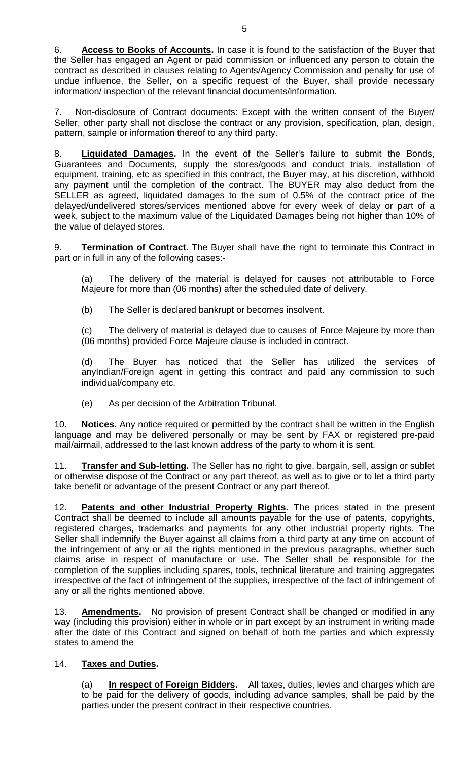6. **Access to Books of Accounts.** In case it is found to the satisfaction of the Buyer that the Seller has engaged an Agent or paid commission or influenced any person to obtain the contract as described in clauses relating to Agents/Agency Commission and penalty for use of undue influence, the Seller, on a specific request of the Buyer, shall provide necessary information/ inspection of the relevant financial documents/information.

7. Non-disclosure of Contract documents: Except with the written consent of the Buyer/ Seller, other party shall not disclose the contract or any provision, specification, plan, design, pattern, sample or information thereof to any third party.

8. **Liquidated Damages.** In the event of the Seller's failure to submit the Bonds, Guarantees and Documents, supply the stores/goods and conduct trials, installation of equipment, training, etc as specified in this contract, the Buyer may, at his discretion, withhold any payment until the completion of the contract. The BUYER may also deduct from the SELLER as agreed, liquidated damages to the sum of 0.5% of the contract price of the delayed/undelivered stores/services mentioned above for every week of delay or part of a week, subject to the maximum value of the Liquidated Damages being not higher than 10% of the value of delayed stores.

9. **Termination of Contract.** The Buyer shall have the right to terminate this Contract in part or in full in any of the following cases:-

(a) The delivery of the material is delayed for causes not attributable to Force Majeure for more than (06 months) after the scheduled date of delivery.

(b) The Seller is declared bankrupt or becomes insolvent.

(c) The delivery of material is delayed due to causes of Force Majeure by more than (06 months) provided Force Majeure clause is included in contract.

(d) The Buyer has noticed that the Seller has utilized the services of anyIndian/Foreign agent in getting this contract and paid any commission to such individual/company etc.

(e) As per decision of the Arbitration Tribunal.

10. **Notices.** Any notice required or permitted by the contract shall be written in the English language and may be delivered personally or may be sent by FAX or registered pre-paid mail/airmail, addressed to the last known address of the party to whom it is sent.

11. **Transfer and Sub-letting.** The Seller has no right to give, bargain, sell, assign or sublet or otherwise dispose of the Contract or any part thereof, as well as to give or to let a third party take benefit or advantage of the present Contract or any part thereof.

12. **Patents and other Industrial Property Rights.** The prices stated in the present Contract shall be deemed to include all amounts payable for the use of patents, copyrights, registered charges, trademarks and payments for any other industrial property rights. The Seller shall indemnify the Buyer against all claims from a third party at any time on account of the infringement of any or all the rights mentioned in the previous paragraphs, whether such claims arise in respect of manufacture or use. The Seller shall be responsible for the completion of the supplies including spares, tools, technical literature and training aggregates irrespective of the fact of infringement of the supplies, irrespective of the fact of infringement of any or all the rights mentioned above.

13. **Amendments.** No provision of present Contract shall be changed or modified in any way (including this provision) either in whole or in part except by an instrument in writing made after the date of this Contract and signed on behalf of both the parties and which expressly states to amend the

14. **Taxes and Duties.**

(a) **In respect of Foreign Bidders.** All taxes, duties, levies and charges which are to be paid for the delivery of goods, including advance samples, shall be paid by the parties under the present contract in their respective countries.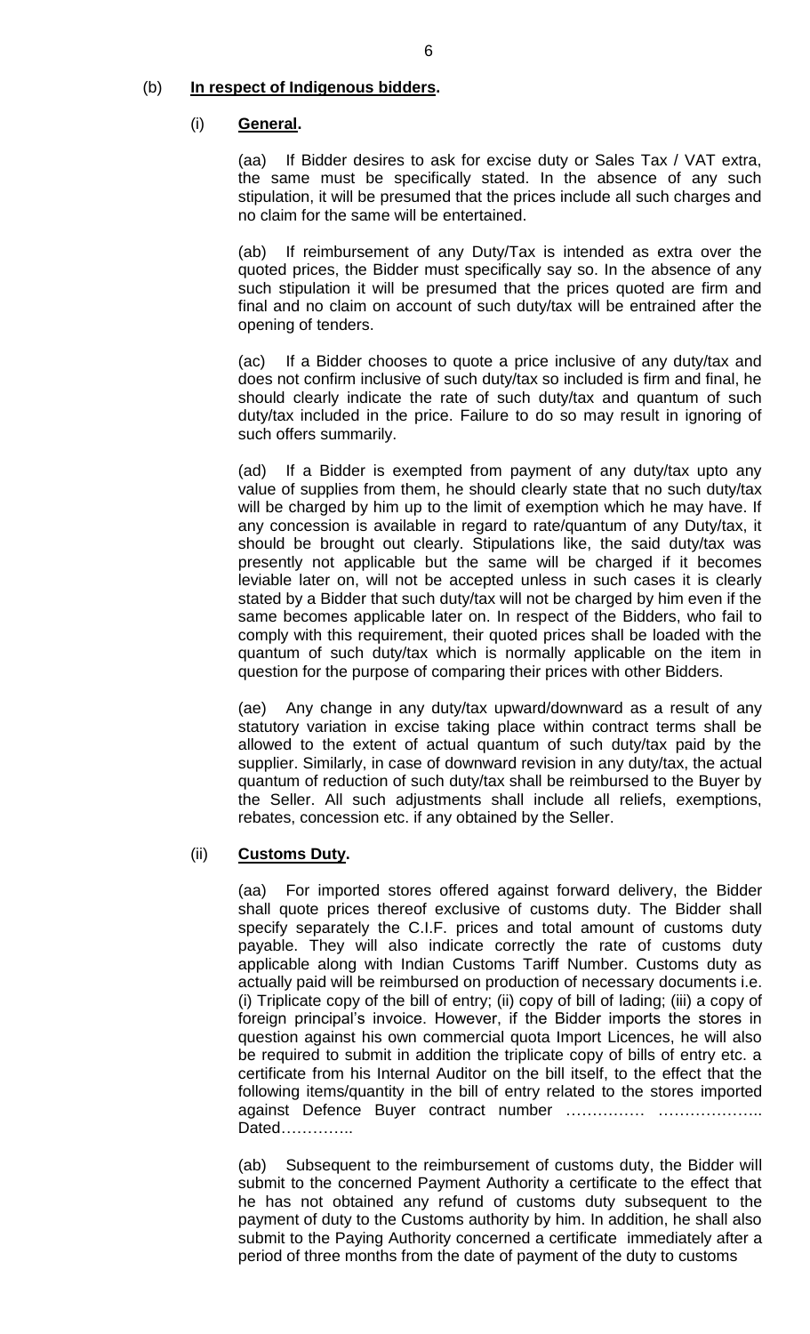(b) **<u>In respect of Indigenous bidders</u>.**

(i) **<u>General</u>.**

(aa) If Bidder desires to ask for excise duty or Sales Tax / VAT extra, the same must be specifically stated. In the absence of any such stipulation, it will be presumed that the prices include all such charges and no claim for the same will be entertained.

(ab) If reimbursement of any Duty/Tax is intended as extra over the quoted prices, the Bidder must specifically say so. In the absence of any such stipulation it will be presumed that the prices quoted are firm and final and no claim on account of such duty/tax will be entrained after the opening of tenders.

(ac) If a Bidder chooses to quote a price inclusive of any duty/tax and does not confirm inclusive of such duty/tax so included is firm and final, he should clearly indicate the rate of such duty/tax and quantum of such duty/tax included in the price. Failure to do so may result in ignoring of such offers summarily.

(ad) If a Bidder is exempted from payment of any duty/tax upto any value of supplies from them, he should clearly state that no such duty/tax will be charged by him up to the limit of exemption which he may have. If any concession is available in regard to rate/quantum of any Duty/tax, it should be brought out clearly. Stipulations like, the said duty/tax was presently not applicable but the same will be charged if it becomes leviable later on, will not be accepted unless in such cases it is clearly stated by a Bidder that such duty/tax will not be charged by him even if the same becomes applicable later on. In respect of the Bidders, who fail to comply with this requirement, their quoted prices shall be loaded with the quantum of such duty/tax which is normally applicable on the item in question for the purpose of comparing their prices with other Bidders.

(ae) Any change in any duty/tax upward/downward as a result of any statutory variation in excise taking place within contract terms shall be allowed to the extent of actual quantum of such duty/tax paid by the supplier. Similarly, in case of downward revision in any duty/tax, the actual quantum of reduction of such duty/tax shall be reimbursed to the Buyer by the Seller. All such adjustments shall include all reliefs, exemptions, rebates, concession etc. if any obtained by the Seller.

(ii) **<u>Customs Duty</u>.**

(aa) For imported stores offered against forward delivery, the Bidder shall quote prices thereof exclusive of customs duty. The Bidder shall specify separately the C.I.F. prices and total amount of customs duty payable. They will also indicate correctly the rate of customs duty applicable along with Indian Customs Tariff Number. Customs duty as actually paid will be reimbursed on production of necessary documents i.e. (i) Triplicate copy of the bill of entry; (ii) copy of bill of lading; (iii) a copy of foreign principal's invoice. However, if the Bidder imports the stores in question against his own commercial quota Import Licences, he will also be required to submit in addition the triplicate copy of bills of entry etc. a certificate from his Internal Auditor on the bill itself, to the effect that the following items/quantity in the bill of entry related to the stores imported against Defence Buyer contract number …………… ……………….. Dated…………..

(ab) Subsequent to the reimbursement of customs duty, the Bidder will submit to the concerned Payment Authority a certificate to the effect that he has not obtained any refund of customs duty subsequent to the payment of duty to the Customs authority by him. In addition, he shall also submit to the Paying Authority concerned a certificate immediately after a period of three months from the date of payment of the duty to customs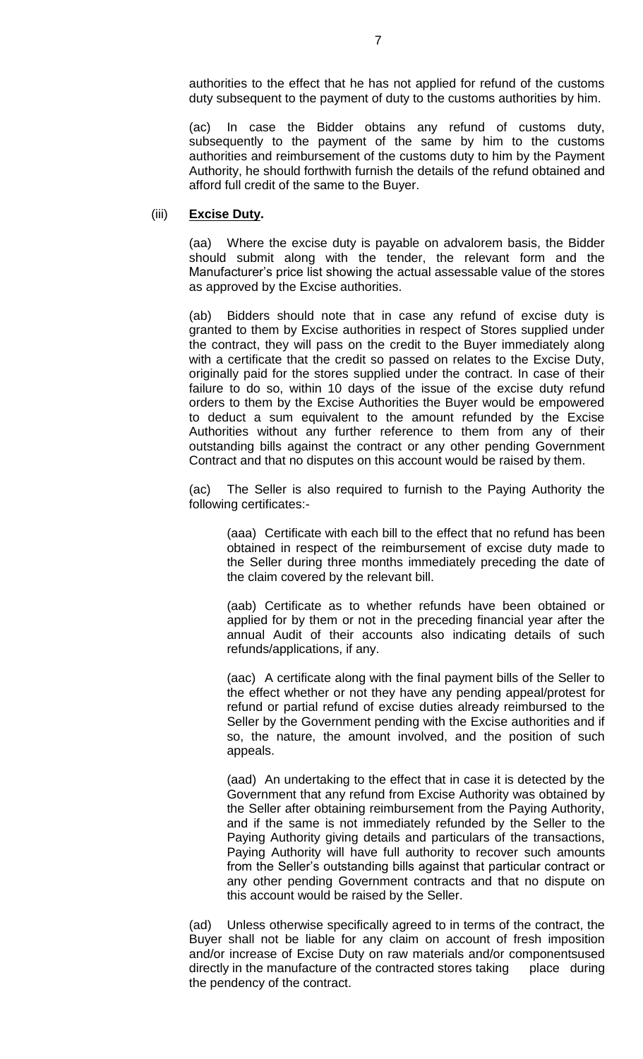authorities to the effect that he has not applied for refund of the customs duty subsequent to the payment of duty to the customs authorities by him.

(ac) In case the Bidder obtains any refund of customs duty, subsequently to the payment of the same by him to the customs authorities and reimbursement of the customs duty to him by the Payment Authority, he should forthwith furnish the details of the refund obtained and afford full credit of the same to the Buyer.

(iii) **Excise Duty.**

(aa) Where the excise duty is payable on advalorem basis, the Bidder should submit along with the tender, the relevant form and the Manufacturer's price list showing the actual assessable value of the stores as approved by the Excise authorities.

(ab) Bidders should note that in case any refund of excise duty is granted to them by Excise authorities in respect of Stores supplied under the contract, they will pass on the credit to the Buyer immediately along with a certificate that the credit so passed on relates to the Excise Duty, originally paid for the stores supplied under the contract. In case of their failure to do so, within 10 days of the issue of the excise duty refund orders to them by the Excise Authorities the Buyer would be empowered to deduct a sum equivalent to the amount refunded by the Excise Authorities without any further reference to them from any of their outstanding bills against the contract or any other pending Government Contract and that no disputes on this account would be raised by them.

(ac) The Seller is also required to furnish to the Paying Authority the following certificates:-

(aaa) Certificate with each bill to the effect that no refund has been obtained in respect of the reimbursement of excise duty made to the Seller during three months immediately preceding the date of the claim covered by the relevant bill.

(aab) Certificate as to whether refunds have been obtained or applied for by them or not in the preceding financial year after the annual Audit of their accounts also indicating details of such refunds/applications, if any.

(aac) A certificate along with the final payment bills of the Seller to the effect whether or not they have any pending appeal/protest for refund or partial refund of excise duties already reimbursed to the Seller by the Government pending with the Excise authorities and if so, the nature, the amount involved, and the position of such appeals.

(aad) An undertaking to the effect that in case it is detected by the Government that any refund from Excise Authority was obtained by the Seller after obtaining reimbursement from the Paying Authority, and if the same is not immediately refunded by the Seller to the Paying Authority giving details and particulars of the transactions, Paying Authority will have full authority to recover such amounts from the Seller's outstanding bills against that particular contract or any other pending Government contracts and that no dispute on this account would be raised by the Seller.

(ad) Unless otherwise specifically agreed to in terms of the contract, the Buyer shall not be liable for any claim on account of fresh imposition and/or increase of Excise Duty on raw materials and/or componentsused directly in the manufacture of the contracted stores taking place during the pendency of the contract.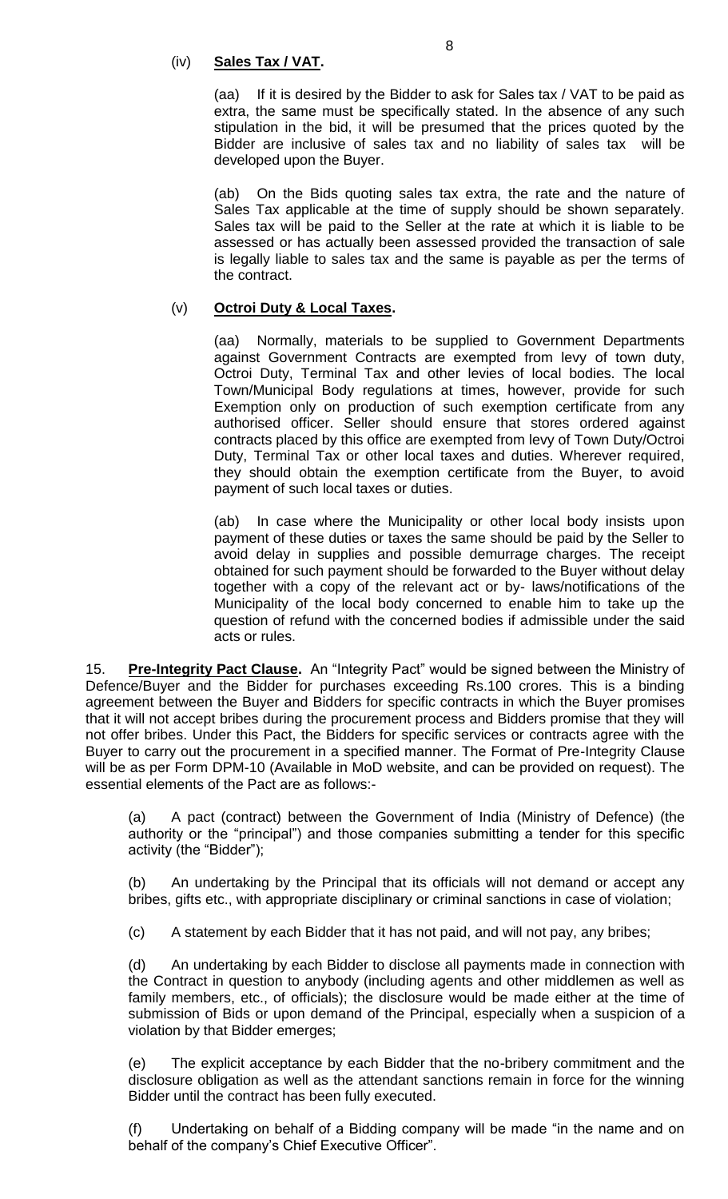(iv) **Sales Tax / VAT.**

(aa) If it is desired by the Bidder to ask for Sales tax / VAT to be paid as extra, the same must be specifically stated. In the absence of any such stipulation in the bid, it will be presumed that the prices quoted by the Bidder are inclusive of sales tax and no liability of sales tax will be developed upon the Buyer.

(ab) On the Bids quoting sales tax extra, the rate and the nature of Sales Tax applicable at the time of supply should be shown separately. Sales tax will be paid to the Seller at the rate at which it is liable to be assessed or has actually been assessed provided the transaction of sale is legally liable to sales tax and the same is payable as per the terms of the contract.

(v) **Octroi Duty & Local Taxes.**

(aa) Normally, materials to be supplied to Government Departments against Government Contracts are exempted from levy of town duty, Octroi Duty, Terminal Tax and other levies of local bodies. The local Town/Municipal Body regulations at times, however, provide for such Exemption only on production of such exemption certificate from any authorised officer. Seller should ensure that stores ordered against contracts placed by this office are exempted from levy of Town Duty/Octroi Duty, Terminal Tax or other local taxes and duties. Wherever required, they should obtain the exemption certificate from the Buyer, to avoid payment of such local taxes or duties.

(ab) In case where the Municipality or other local body insists upon payment of these duties or taxes the same should be paid by the Seller to avoid delay in supplies and possible demurrage charges. The receipt obtained for such payment should be forwarded to the Buyer without delay together with a copy of the relevant act or by- laws/notifications of the Municipality of the local body concerned to enable him to take up the question of refund with the concerned bodies if admissible under the said acts or rules.

15. **Pre-Integrity Pact Clause.** An "Integrity Pact" would be signed between the Ministry of Defence/Buyer and the Bidder for purchases exceeding Rs.100 crores. This is a binding agreement between the Buyer and Bidders for specific contracts in which the Buyer promises that it will not accept bribes during the procurement process and Bidders promise that they will not offer bribes. Under this Pact, the Bidders for specific services or contracts agree with the Buyer to carry out the procurement in a specified manner. The Format of Pre-Integrity Clause will be as per Form DPM-10 (Available in MoD website, and can be provided on request). The essential elements of the Pact are as follows:-

(a) A pact (contract) between the Government of India (Ministry of Defence) (the authority or the "principal") and those companies submitting a tender for this specific activity (the "Bidder");

(b) An undertaking by the Principal that its officials will not demand or accept any bribes, gifts etc., with appropriate disciplinary or criminal sanctions in case of violation;

(c) A statement by each Bidder that it has not paid, and will not pay, any bribes;

(d) An undertaking by each Bidder to disclose all payments made in connection with the Contract in question to anybody (including agents and other middlemen as well as family members, etc., of officials); the disclosure would be made either at the time of submission of Bids or upon demand of the Principal, especially when a suspicion of a violation by that Bidder emerges;

(e) The explicit acceptance by each Bidder that the no-bribery commitment and the disclosure obligation as well as the attendant sanctions remain in force for the winning Bidder until the contract has been fully executed.

(f) Undertaking on behalf of a Bidding company will be made "in the name and on behalf of the company's Chief Executive Officer".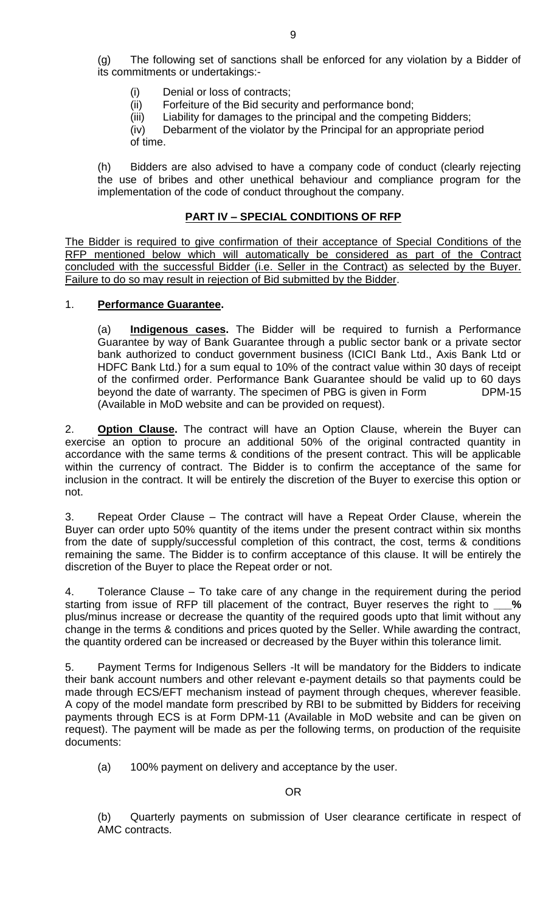(g) The following set of sanctions shall be enforced for any violation by a Bidder of its commitments or undertakings:-

(i) Denial or loss of contracts;
(ii) Forfeiture of the Bid security and performance bond;
(iii) Liability for damages to the principal and the competing Bidders;
(iv) Debarment of the violator by the Principal for an appropriate period of time.

(h) Bidders are also advised to have a company code of conduct (clearly rejecting the use of bribes and other unethical behaviour and compliance program for the implementation of the code of conduct throughout the company.

## PART IV – SPECIAL CONDITIONS OF RFP

The Bidder is required to give confirmation of their acceptance of Special Conditions of the RFP mentioned below which will automatically be considered as part of the Contract concluded with the successful Bidder (i.e. Seller in the Contract) as selected by the Buyer. Failure to do so may result in rejection of Bid submitted by the Bidder.

1. **Performance Guarantee.**

(a) **Indigenous cases.** The Bidder will be required to furnish a Performance Guarantee by way of Bank Guarantee through a public sector bank or a private sector bank authorized to conduct government business (ICICI Bank Ltd., Axis Bank Ltd or HDFC Bank Ltd.) for a sum equal to 10% of the contract value within 30 days of receipt of the confirmed order. Performance Bank Guarantee should be valid up to 60 days beyond the date of warranty. The specimen of PBG is given in Form DPM-15 (Available in MoD website and can be provided on request).

2. **Option Clause.** The contract will have an Option Clause, wherein the Buyer can exercise an option to procure an additional 50% of the original contracted quantity in accordance with the same terms & conditions of the present contract. This will be applicable within the currency of contract. The Bidder is to confirm the acceptance of the same for inclusion in the contract. It will be entirely the discretion of the Buyer to exercise this option or not.

3. Repeat Order Clause – The contract will have a Repeat Order Clause, wherein the Buyer can order upto 50% quantity of the items under the present contract within six months from the date of supply/successful completion of this contract, the cost, terms & conditions remaining the same. The Bidder is to confirm acceptance of this clause. It will be entirely the discretion of the Buyer to place the Repeat order or not.

4. Tolerance Clause – To take care of any change in the requirement during the period starting from issue of RFP till placement of the contract, Buyer reserves the right to **___%** plus/minus increase or decrease the quantity of the required goods upto that limit without any change in the terms & conditions and prices quoted by the Seller. While awarding the contract, the quantity ordered can be increased or decreased by the Buyer within this tolerance limit.

5. Payment Terms for Indigenous Sellers -It will be mandatory for the Bidders to indicate their bank account numbers and other relevant e-payment details so that payments could be made through ECS/EFT mechanism instead of payment through cheques, wherever feasible. A copy of the model mandate form prescribed by RBI to be submitted by Bidders for receiving payments through ECS is at Form DPM-11 (Available in MoD website and can be given on request). The payment will be made as per the following terms, on production of the requisite documents:

(a) 100% payment on delivery and acceptance by the user.

OR

(b) Quarterly payments on submission of User clearance certificate in respect of AMC contracts.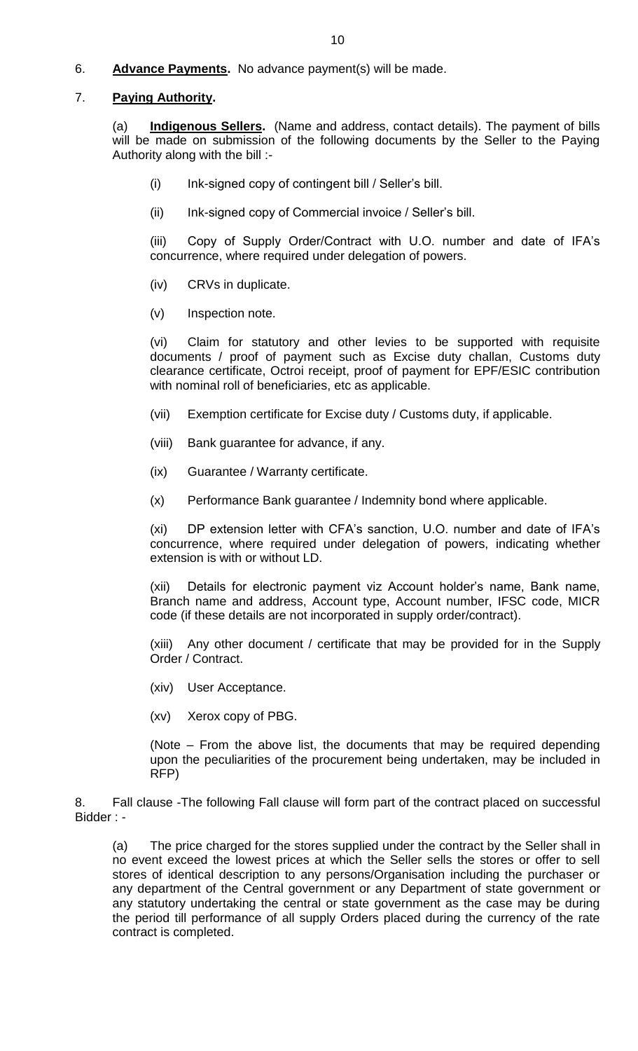6. **Advance Payments.** No advance payment(s) will be made.

7. **Paying Authority.**

(a) **Indigenous Sellers.** (Name and address, contact details). The payment of bills will be made on submission of the following documents by the Seller to the Paying Authority along with the bill :-

(i) Ink-signed copy of contingent bill / Seller's bill.

(ii) Ink-signed copy of Commercial invoice / Seller's bill.

(iii) Copy of Supply Order/Contract with U.O. number and date of IFA's concurrence, where required under delegation of powers.

(iv) CRVs in duplicate.

(v) Inspection note.

(vi) Claim for statutory and other levies to be supported with requisite documents / proof of payment such as Excise duty challan, Customs duty clearance certificate, Octroi receipt, proof of payment for EPF/ESIC contribution with nominal roll of beneficiaries, etc as applicable.

(vii) Exemption certificate for Excise duty / Customs duty, if applicable.

(viii) Bank guarantee for advance, if any.

(ix) Guarantee / Warranty certificate.

(x) Performance Bank guarantee / Indemnity bond where applicable.

(xi) DP extension letter with CFA's sanction, U.O. number and date of IFA's concurrence, where required under delegation of powers, indicating whether extension is with or without LD.

(xii) Details for electronic payment viz Account holder's name, Bank name, Branch name and address, Account type, Account number, IFSC code, MICR code (if these details are not incorporated in supply order/contract).

(xiii) Any other document / certificate that may be provided for in the Supply Order / Contract.

(xiv) User Acceptance.

(xv) Xerox copy of PBG.

(Note – From the above list, the documents that may be required depending upon the peculiarities of the procurement being undertaken, may be included in RFP)

8. Fall clause -The following Fall clause will form part of the contract placed on successful Bidder : -

(a) The price charged for the stores supplied under the contract by the Seller shall in no event exceed the lowest prices at which the Seller sells the stores or offer to sell stores of identical description to any persons/Organisation including the purchaser or any department of the Central government or any Department of state government or any statutory undertaking the central or state government as the case may be during the period till performance of all supply Orders placed during the currency of the rate contract is completed.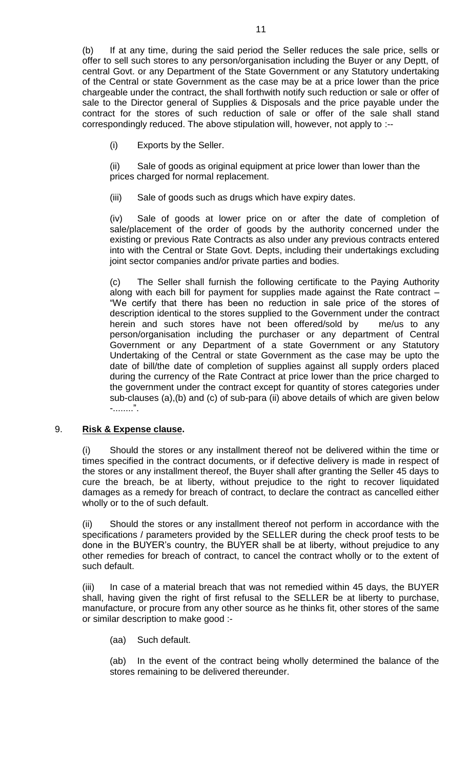(b) If at any time, during the said period the Seller reduces the sale price, sells or offer to sell such stores to any person/organisation including the Buyer or any Deptt, of central Govt. or any Department of the State Government or any Statutory undertaking of the Central or state Government as the case may be at a price lower than the price chargeable under the contract, the shall forthwith notify such reduction or sale or offer of sale to the Director general of Supplies & Disposals and the price payable under the contract for the stores of such reduction of sale or offer of the sale shall stand correspondingly reduced. The above stipulation will, however, not apply to :--

(i) Exports by the Seller.

(ii) Sale of goods as original equipment at price lower than lower than the prices charged for normal replacement.

(iii) Sale of goods such as drugs which have expiry dates.

(iv) Sale of goods at lower price on or after the date of completion of sale/placement of the order of goods by the authority concerned under the existing or previous Rate Contracts as also under any previous contracts entered into with the Central or State Govt. Depts, including their undertakings excluding joint sector companies and/or private parties and bodies.

(c) The Seller shall furnish the following certificate to the Paying Authority along with each bill for payment for supplies made against the Rate contract – "We certify that there has been no reduction in sale price of the stores of description identical to the stores supplied to the Government under the contract herein and such stores have not been offered/sold by me/us to any person/organisation including the purchaser or any department of Central Government or any Department of a state Government or any Statutory Undertaking of the Central or state Government as the case may be upto the date of bill/the date of completion of supplies against all supply orders placed during the currency of the Rate Contract at price lower than the price charged to the government under the contract except for quantity of stores categories under sub-clauses (a),(b) and (c) of sub-para (ii) above details of which are given below -........".

9. **Risk & Expense clause.**

(i) Should the stores or any installment thereof not be delivered within the time or times specified in the contract documents, or if defective delivery is made in respect of the stores or any installment thereof, the Buyer shall after granting the Seller 45 days to cure the breach, be at liberty, without prejudice to the right to recover liquidated damages as a remedy for breach of contract, to declare the contract as cancelled either wholly or to the of such default.

(ii) Should the stores or any installment thereof not perform in accordance with the specifications / parameters provided by the SELLER during the check proof tests to be done in the BUYER's country, the BUYER shall be at liberty, without prejudice to any other remedies for breach of contract, to cancel the contract wholly or to the extent of such default.

(iii) In case of a material breach that was not remedied within 45 days, the BUYER shall, having given the right of first refusal to the SELLER be at liberty to purchase, manufacture, or procure from any other source as he thinks fit, other stores of the same or similar description to make good :-

(aa) Such default.

(ab) In the event of the contract being wholly determined the balance of the stores remaining to be delivered thereunder.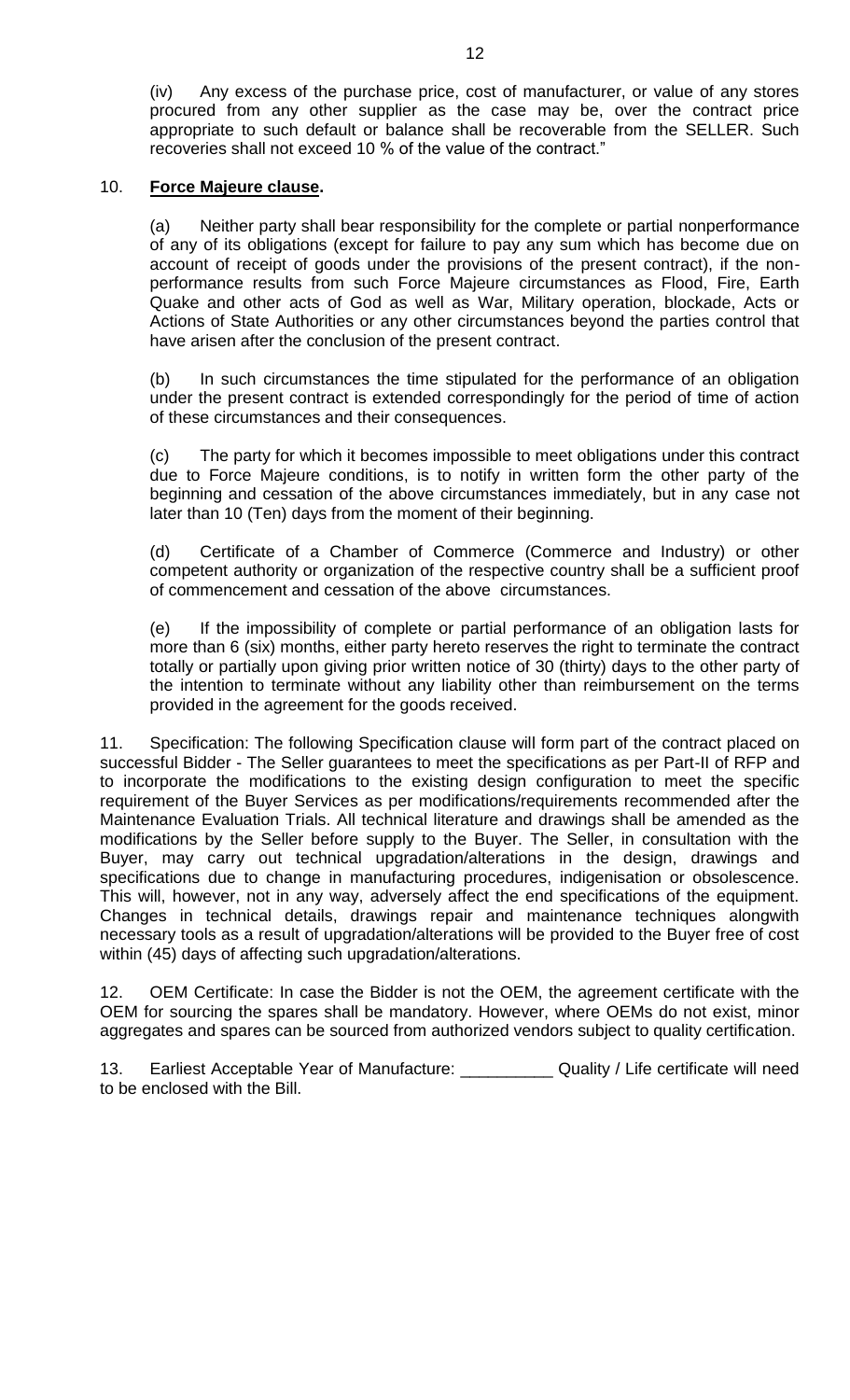(iv) Any excess of the purchase price, cost of manufacturer, or value of any stores procured from any other supplier as the case may be, over the contract price appropriate to such default or balance shall be recoverable from the SELLER. Such recoveries shall not exceed 10 % of the value of the contract."

10. **Force Majeure clause.**

(a) Neither party shall bear responsibility for the complete or partial nonperformance of any of its obligations (except for failure to pay any sum which has become due on account of receipt of goods under the provisions of the present contract), if the non-performance results from such Force Majeure circumstances as Flood, Fire, Earth Quake and other acts of God as well as War, Military operation, blockade, Acts or Actions of State Authorities or any other circumstances beyond the parties control that have arisen after the conclusion of the present contract.

(b) In such circumstances the time stipulated for the performance of an obligation under the present contract is extended correspondingly for the period of time of action of these circumstances and their consequences.

(c) The party for which it becomes impossible to meet obligations under this contract due to Force Majeure conditions, is to notify in written form the other party of the beginning and cessation of the above circumstances immediately, but in any case not later than 10 (Ten) days from the moment of their beginning.

(d) Certificate of a Chamber of Commerce (Commerce and Industry) or other competent authority or organization of the respective country shall be a sufficient proof of commencement and cessation of the above circumstances.

(e) If the impossibility of complete or partial performance of an obligation lasts for more than 6 (six) months, either party hereto reserves the right to terminate the contract totally or partially upon giving prior written notice of 30 (thirty) days to the other party of the intention to terminate without any liability other than reimbursement on the terms provided in the agreement for the goods received.

11. Specification: The following Specification clause will form part of the contract placed on successful Bidder - The Seller guarantees to meet the specifications as per Part-II of RFP and to incorporate the modifications to the existing design configuration to meet the specific requirement of the Buyer Services as per modifications/requirements recommended after the Maintenance Evaluation Trials. All technical literature and drawings shall be amended as the modifications by the Seller before supply to the Buyer. The Seller, in consultation with the Buyer, may carry out technical upgradation/alterations in the design, drawings and specifications due to change in manufacturing procedures, indigenisation or obsolescence. This will, however, not in any way, adversely affect the end specifications of the equipment. Changes in technical details, drawings repair and maintenance techniques alongwith necessary tools as a result of upgradation/alterations will be provided to the Buyer free of cost within (45) days of affecting such upgradation/alterations.

12. OEM Certificate: In case the Bidder is not the OEM, the agreement certificate with the OEM for sourcing the spares shall be mandatory. However, where OEMs do not exist, minor aggregates and spares can be sourced from authorized vendors subject to quality certification.

13. Earliest Acceptable Year of Manufacture: __________ Quality / Life certificate will need to be enclosed with the Bill.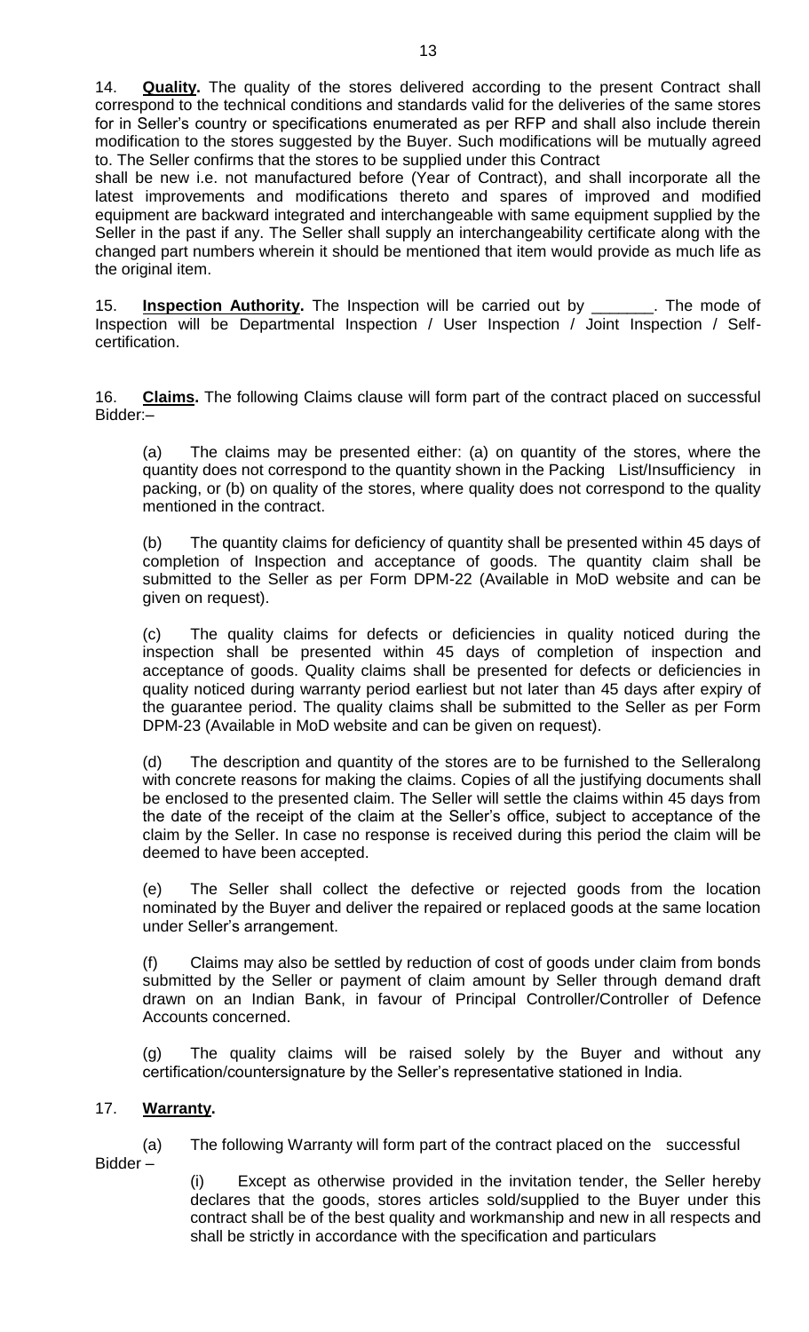14. **Quality.** The quality of the stores delivered according to the present Contract shall correspond to the technical conditions and standards valid for the deliveries of the same stores for in Seller's country or specifications enumerated as per RFP and shall also include therein modification to the stores suggested by the Buyer. Such modifications will be mutually agreed to. The Seller confirms that the stores to be supplied under this Contract shall be new i.e. not manufactured before (Year of Contract), and shall incorporate all the latest improvements and modifications thereto and spares of improved and modified equipment are backward integrated and interchangeable with same equipment supplied by the Seller in the past if any. The Seller shall supply an interchangeability certificate along with the changed part numbers wherein it should be mentioned that item would provide as much life as the original item.

15. **Inspection Authority.** The Inspection will be carried out by _______. The mode of Inspection will be Departmental Inspection / User Inspection / Joint Inspection / Self-certification.

16. **Claims.** The following Claims clause will form part of the contract placed on successful Bidder:–

(a) The claims may be presented either: (a) on quantity of the stores, where the quantity does not correspond to the quantity shown in the Packing List/Insufficiency in packing, or (b) on quality of the stores, where quality does not correspond to the quality mentioned in the contract.

(b) The quantity claims for deficiency of quantity shall be presented within 45 days of completion of Inspection and acceptance of goods. The quantity claim shall be submitted to the Seller as per Form DPM-22 (Available in MoD website and can be given on request).

(c) The quality claims for defects or deficiencies in quality noticed during the inspection shall be presented within 45 days of completion of inspection and acceptance of goods. Quality claims shall be presented for defects or deficiencies in quality noticed during warranty period earliest but not later than 45 days after expiry of the guarantee period. The quality claims shall be submitted to the Seller as per Form DPM-23 (Available in MoD website and can be given on request).

(d) The description and quantity of the stores are to be furnished to the Selleralong with concrete reasons for making the claims. Copies of all the justifying documents shall be enclosed to the presented claim. The Seller will settle the claims within 45 days from the date of the receipt of the claim at the Seller's office, subject to acceptance of the claim by the Seller. In case no response is received during this period the claim will be deemed to have been accepted.

(e) The Seller shall collect the defective or rejected goods from the location nominated by the Buyer and deliver the repaired or replaced goods at the same location under Seller's arrangement.

(f) Claims may also be settled by reduction of cost of goods under claim from bonds submitted by the Seller or payment of claim amount by Seller through demand draft drawn on an Indian Bank, in favour of Principal Controller/Controller of Defence Accounts concerned.

(g) The quality claims will be raised solely by the Buyer and without any certification/countersignature by the Seller's representative stationed in India.

17. **Warranty.**

(a) The following Warranty will form part of the contract placed on the successful Bidder –

(i) Except as otherwise provided in the invitation tender, the Seller hereby declares that the goods, stores articles sold/supplied to the Buyer under this contract shall be of the best quality and workmanship and new in all respects and shall be strictly in accordance with the specification and particulars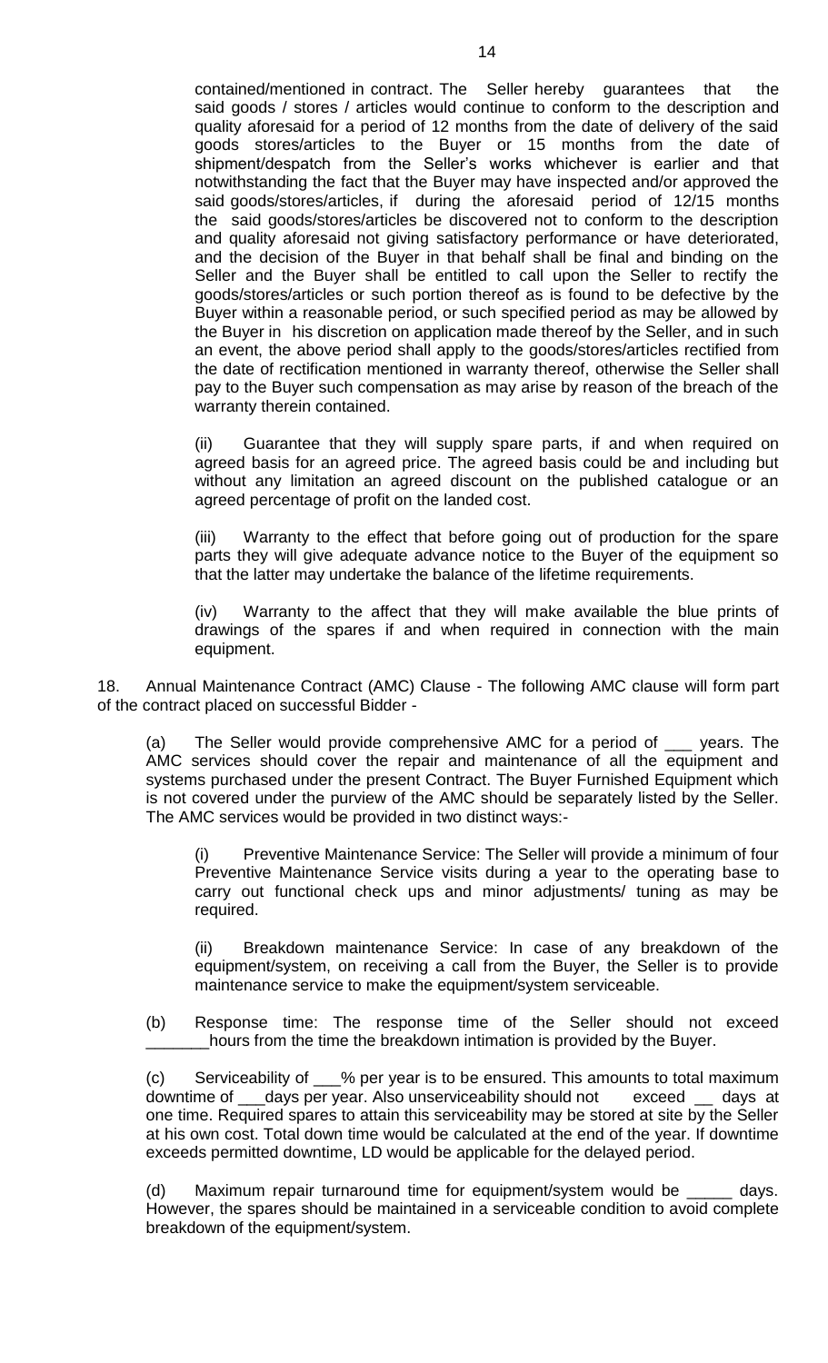contained/mentioned in contract. The Seller hereby guarantees that the said goods / stores / articles would continue to conform to the description and quality aforesaid for a period of 12 months from the date of delivery of the said goods stores/articles to the Buyer or 15 months from the date of shipment/despatch from the Seller's works whichever is earlier and that notwithstanding the fact that the Buyer may have inspected and/or approved the said goods/stores/articles, if during the aforesaid period of 12/15 months the said goods/stores/articles be discovered not to conform to the description and quality aforesaid not giving satisfactory performance or have deteriorated, and the decision of the Buyer in that behalf shall be final and binding on the Seller and the Buyer shall be entitled to call upon the Seller to rectify the goods/stores/articles or such portion thereof as is found to be defective by the Buyer within a reasonable period, or such specified period as may be allowed by the Buyer in his discretion on application made thereof by the Seller, and in such an event, the above period shall apply to the goods/stores/articles rectified from the date of rectification mentioned in warranty thereof, otherwise the Seller shall pay to the Buyer such compensation as may arise by reason of the breach of the warranty therein contained.

(ii) Guarantee that they will supply spare parts, if and when required on agreed basis for an agreed price. The agreed basis could be and including but without any limitation an agreed discount on the published catalogue or an agreed percentage of profit on the landed cost.

(iii) Warranty to the effect that before going out of production for the spare parts they will give adequate advance notice to the Buyer of the equipment so that the latter may undertake the balance of the lifetime requirements.

(iv) Warranty to the affect that they will make available the blue prints of drawings of the spares if and when required in connection with the main equipment.

18. Annual Maintenance Contract (AMC) Clause - The following AMC clause will form part of the contract placed on successful Bidder -

(a) The Seller would provide comprehensive AMC for a period of ___ years. The AMC services should cover the repair and maintenance of all the equipment and systems purchased under the present Contract. The Buyer Furnished Equipment which is not covered under the purview of the AMC should be separately listed by the Seller. The AMC services would be provided in two distinct ways:-

(i) Preventive Maintenance Service: The Seller will provide a minimum of four Preventive Maintenance Service visits during a year to the operating base to carry out functional check ups and minor adjustments/ tuning as may be required.

(ii) Breakdown maintenance Service: In case of any breakdown of the equipment/system, on receiving a call from the Buyer, the Seller is to provide maintenance service to make the equipment/system serviceable.

(b) Response time: The response time of the Seller should not exceed _______hours from the time the breakdown intimation is provided by the Buyer.

(c) Serviceability of ___% per year is to be ensured. This amounts to total maximum downtime of ___days per year. Also unserviceability should not exceed __ days at one time. Required spares to attain this serviceability may be stored at site by the Seller at his own cost. Total down time would be calculated at the end of the year. If downtime exceeds permitted downtime, LD would be applicable for the delayed period.

(d) Maximum repair turnaround time for equipment/system would be _____ days. However, the spares should be maintained in a serviceable condition to avoid complete breakdown of the equipment/system.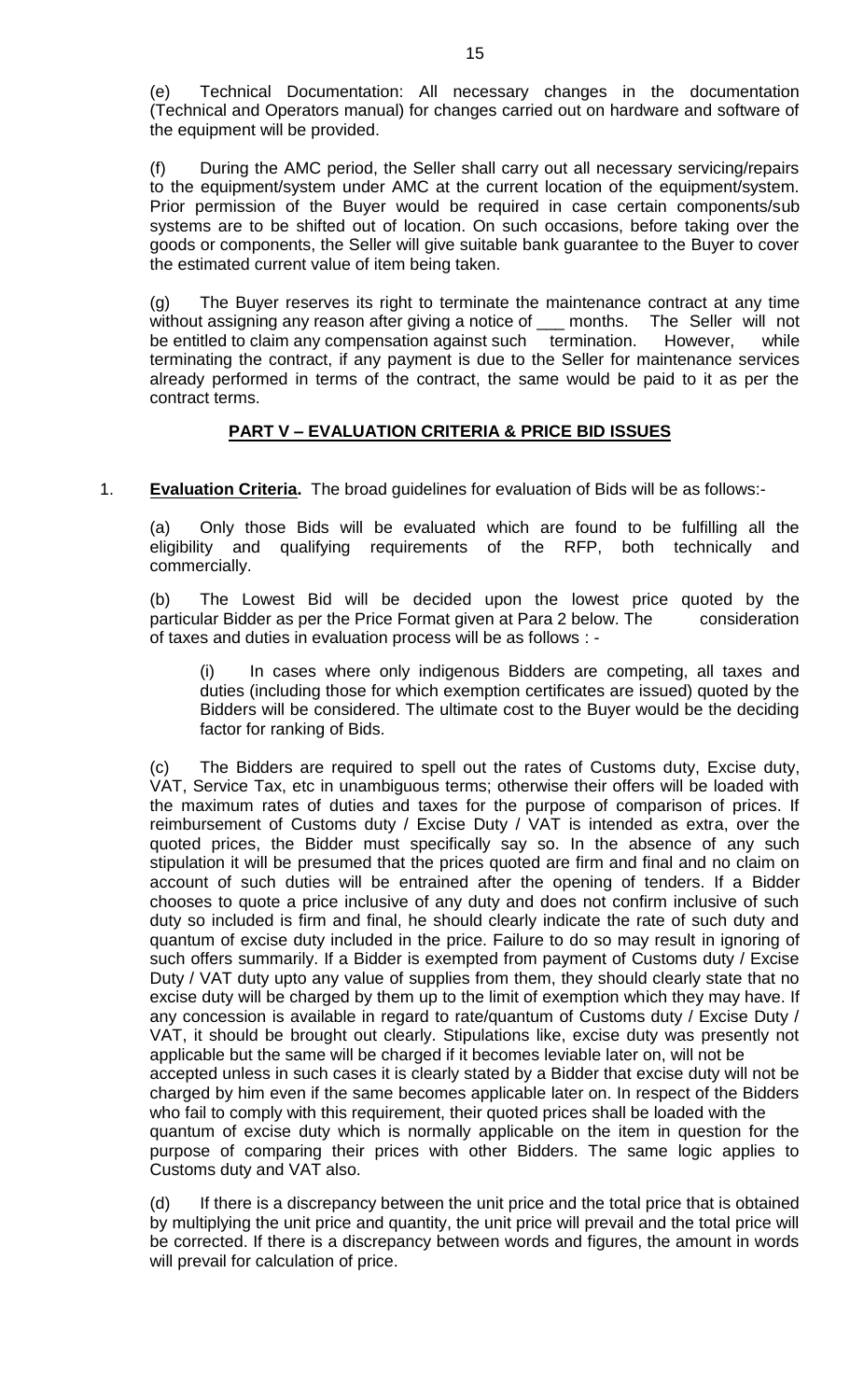(e) Technical Documentation: All necessary changes in the documentation (Technical and Operators manual) for changes carried out on hardware and software of the equipment will be provided.

(f) During the AMC period, the Seller shall carry out all necessary servicing/repairs to the equipment/system under AMC at the current location of the equipment/system. Prior permission of the Buyer would be required in case certain components/sub systems are to be shifted out of location. On such occasions, before taking over the goods or components, the Seller will give suitable bank guarantee to the Buyer to cover the estimated current value of item being taken.

(g) The Buyer reserves its right to terminate the maintenance contract at any time without assigning any reason after giving a notice of ___ months. The Seller will not be entitled to claim any compensation against such termination. However, while terminating the contract, if any payment is due to the Seller for maintenance services already performed in terms of the contract, the same would be paid to it as per the contract terms.

## PART V – EVALUATION CRITERIA & PRICE BID ISSUES

1. **Evaluation Criteria.** The broad guidelines for evaluation of Bids will be as follows:-

(a) Only those Bids will be evaluated which are found to be fulfilling all the eligibility and qualifying requirements of the RFP, both technically and commercially.

(b) The Lowest Bid will be decided upon the lowest price quoted by the particular Bidder as per the Price Format given at Para 2 below. The consideration of taxes and duties in evaluation process will be as follows : -

(i) In cases where only indigenous Bidders are competing, all taxes and duties (including those for which exemption certificates are issued) quoted by the Bidders will be considered. The ultimate cost to the Buyer would be the deciding factor for ranking of Bids.

(c) The Bidders are required to spell out the rates of Customs duty, Excise duty, VAT, Service Tax, etc in unambiguous terms; otherwise their offers will be loaded with the maximum rates of duties and taxes for the purpose of comparison of prices. If reimbursement of Customs duty / Excise Duty / VAT is intended as extra, over the quoted prices, the Bidder must specifically say so. In the absence of any such stipulation it will be presumed that the prices quoted are firm and final and no claim on account of such duties will be entrained after the opening of tenders. If a Bidder chooses to quote a price inclusive of any duty and does not confirm inclusive of such duty so included is firm and final, he should clearly indicate the rate of such duty and quantum of excise duty included in the price. Failure to do so may result in ignoring of such offers summarily. If a Bidder is exempted from payment of Customs duty / Excise Duty / VAT duty upto any value of supplies from them, they should clearly state that no excise duty will be charged by them up to the limit of exemption which they may have. If any concession is available in regard to rate/quantum of Customs duty / Excise Duty / VAT, it should be brought out clearly. Stipulations like, excise duty was presently not applicable but the same will be charged if it becomes leviable later on, will not be accepted unless in such cases it is clearly stated by a Bidder that excise duty will not be charged by him even if the same becomes applicable later on. In respect of the Bidders who fail to comply with this requirement, their quoted prices shall be loaded with the quantum of excise duty which is normally applicable on the item in question for the purpose of comparing their prices with other Bidders. The same logic applies to Customs duty and VAT also.

(d) If there is a discrepancy between the unit price and the total price that is obtained by multiplying the unit price and quantity, the unit price will prevail and the total price will be corrected. If there is a discrepancy between words and figures, the amount in words will prevail for calculation of price.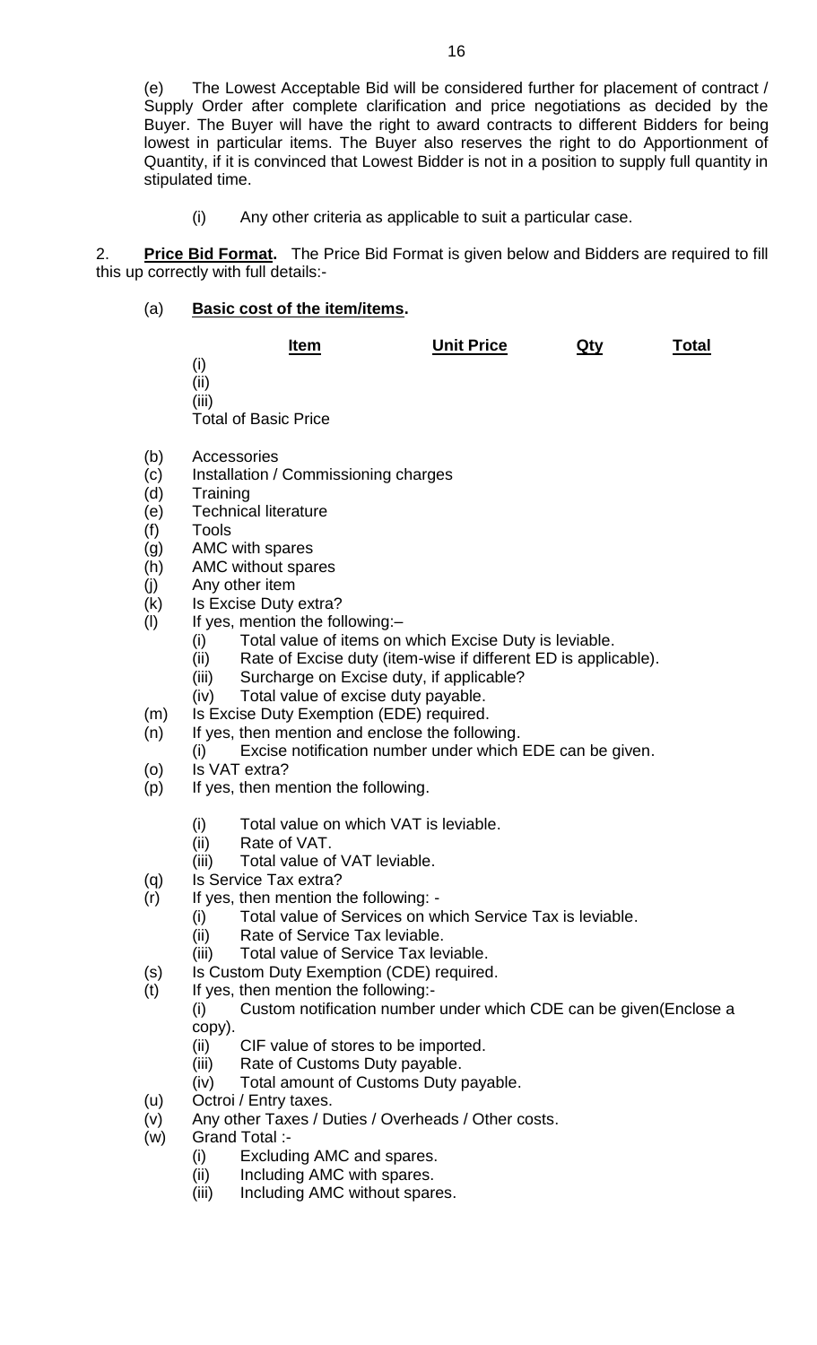(e) The Lowest Acceptable Bid will be considered further for placement of contract / Supply Order after complete clarification and price negotiations as decided by the Buyer. The Buyer will have the right to award contracts to different Bidders for being lowest in particular items. The Buyer also reserves the right to do Apportionment of Quantity, if it is convinced that Lowest Bidder is not in a position to supply full quantity in stipulated time.

(i) Any other criteria as applicable to suit a particular case.

2. **Price Bid Format.** The Price Bid Format is given below and Bidders are required to fill this up correctly with full details:-

(a) **Basic cost of the item/items.**

| | Item | Unit Price | Qty | Total |
|---|---|---|---|---|
| (i) | | | | |
| (ii) | | | | |
| (iii) | | | | |
| Total of Basic Price | | | | |

(b) Accessories
(c) Installation / Commissioning charges
(d) Training
(e) Technical literature
(f) Tools
(g) AMC with spares
(h) AMC without spares
(j) Any other item
(k) Is Excise Duty extra?
(l) If yes, mention the following:–
  (i) Total value of items on which Excise Duty is leviable.
  (ii) Rate of Excise duty (item-wise if different ED is applicable).
  (iii) Surcharge on Excise duty, if applicable?
  (iv) Total value of excise duty payable.
(m) Is Excise Duty Exemption (EDE) required.
(n) If yes, then mention and enclose the following.
  (i) Excise notification number under which EDE can be given.
(o) Is VAT extra?
(p) If yes, then mention the following.
  (i) Total value on which VAT is leviable.
  (ii) Rate of VAT.
  (iii) Total value of VAT leviable.
(q) Is Service Tax extra?
(r) If yes, then mention the following: -
  (i) Total value of Services on which Service Tax is leviable.
  (ii) Rate of Service Tax leviable.
  (iii) Total value of Service Tax leviable.
(s) Is Custom Duty Exemption (CDE) required.
(t) If yes, then mention the following:-
  (i) Custom notification number under which CDE can be given(Enclose a copy).
  (ii) CIF value of stores to be imported.
  (iii) Rate of Customs Duty payable.
  (iv) Total amount of Customs Duty payable.
(u) Octroi / Entry taxes.
(v) Any other Taxes / Duties / Overheads / Other costs.
(w) Grand Total :-
  (i) Excluding AMC and spares.
  (ii) Including AMC with spares.
  (iii) Including AMC without spares.